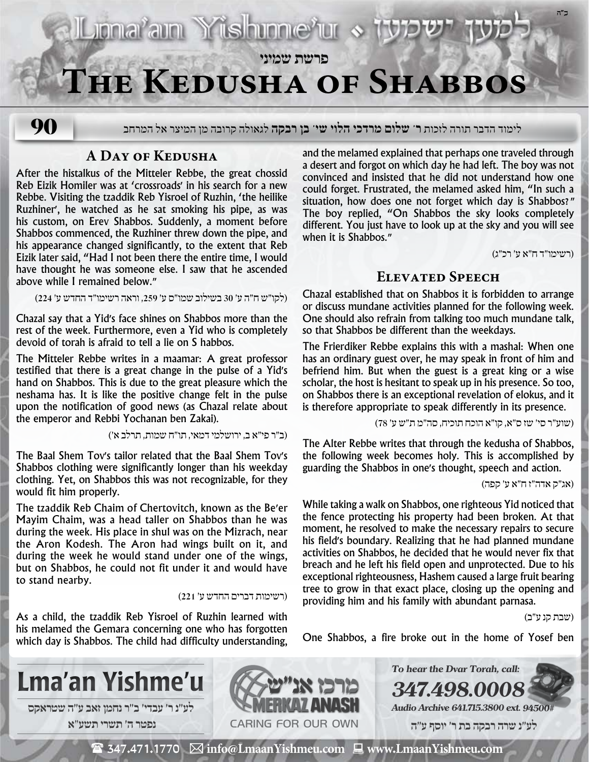פרשת שמיני

# The Kedusha of Shabbos

**90**

לימוד הדבר תורה לזכות ר' **שלום מרדכי הלוי שי' בן רבקה** לגאולה קרובה מן המיצר אל המרחב

## A Day of Kedusha

After the histalkus of the Mitteler Rebbe, the great chossid Reb Eizik Homiler was at 'crossroads' in his search for a new Rebbe. Visiting the tzaddik Reb Yisroel of Ruzhin, 'the heilike Ruzhiner', he watched as he sat smoking his pipe, as was his custom, on Erev Shabbos. Suddenly, a moment before Shabbos commenced, the Ruzhiner threw down the pipe, and his appearance changed significantly, to the extent that Reb Eizik later said, "Had I not been there the entire time, I would have thought he was someone else. I saw that he ascended above while I remained below."

(לקו"ש ח"ה ע' 30 בשילוב שמו"ס ע' 259, וראה רשימו"ד החדש ע' 224)

Chazal say that a Yid's face shines on Shabbos more than the rest of the week. Furthermore, even a Yid who is completely devoid of torah is afraid to tell a lie on S habbos.

The Mitteler Rebbe writes in a maamar: A great professor testified that there is a great change in the pulse of a Yid's hand on Shabbos. This is due to the great pleasure which the neshama has. It is like the positive change felt in the pulse upon the notification of good news (as Chazal relate about the emperor and Rebbi Yochanan ben Zakai).

(ב"ר פי"א ב, ירושלמי דמאי, תו"ח שמות, תרלב א')

The Baal Shem Tov's tailor related that the Baal Shem Tov's Shabbos clothing were significantly longer than his weekday clothing. Yet, on Shabbos this was not recognizable, for they would fit him properly.

The tzaddik Reb Chaim of Chertovitch, known as the Be'er Mayim Chaim, was a head taller on Shabbos than he was during the week. His place in shul was on the Mizrach, near the Aron Kodesh. The Aron had wings built on it, and during the week he would stand under one of the wings, but on Shabbos, he could not fit under it and would have to stand nearby.

(רשימות דברים החדש ע' 221)

As a child, the tzaddik Reb Yisroel of Ruzhin learned with his melamed the Gemara concerning one who has forgotten which day is Shabbos. The child had difficulty understanding, and the melamed explained that perhaps one traveled through a desert and forgot on which day he had left. The boy was not convinced and insisted that he did not understand how one could forget. Frustrated, the melamed asked him, "In such a situation, how does one not forget which day is Shabbos?" The boy replied, "On Shabbos the sky looks completely different. You just have to look up at the sky and you will see when it is Shabbos."

(רשימו"ד ח"א ע' רכ"ג)

## Elevated Speech

Chazal established that on Shabbos it is forbidden to arrange or discuss mundane activities planned for the following week. One should also refrain from talking too much mundane talk, so that Shabbos be different than the weekdays.

The Frierdiker Rebbe explains this with a mashal: When one has an ordinary guest over, he may speak in front of him and befriend him. But when the guest is a great king or a wise scholar, the host is hesitant to speak up in his presence. So too, on Shabbos there is an exceptional revelation of elokus, and it is therefore appropriate to speak differently in its presence.

(שוע"ר סי' שז ס"א, קו"א הוכח תוכיח, סה"מ ת"ש ע' 78)

The Alter Rebbe writes that through the kedusha of Shabbos, the following week becomes holy. This is accomplished by guarding the Shabbos in one's thought, speech and action.

(אג"ק אדה"ז ח"א ע' קפה)

While taking a walk on Shabbos, one righteous Yid noticed that the fence protecting his property had been broken. At that moment, he resolved to make the necessary repairs to secure his field's boundary. Realizing that he had planned mundane activities on Shabbos, he decided that he would never fix that breach and he left his field open and unprotected. Due to his exceptional righteousness, Hashem caused a large fruit bearing tree to grow in that exact place, closing up the opening and providing him and his family with abundant parnasa.

(שבת קנ ע"ב)

One Shabbos, a fire broke out in the home of Yosef ben

---

**Lma'an Yishme'u**

לע"נ ר' עבדי' ב"ר נחמן זאב ע"ה שטראקס
נפטר ה' תשרי תשע"א

מרכז אנ"ש — MERKAZ ANASH — CARING FOR OUR OWN

*To hear the Dvar Torah, call:*
***347.498.0008***
*Audio Archive 641.715.3800 ext. 94500#*

לע"נ שרה רבקה בת ר' יוסף ע"ה

347.471.1770 · info@LmaanYishmeu.com · www.LmaanYishmeu.com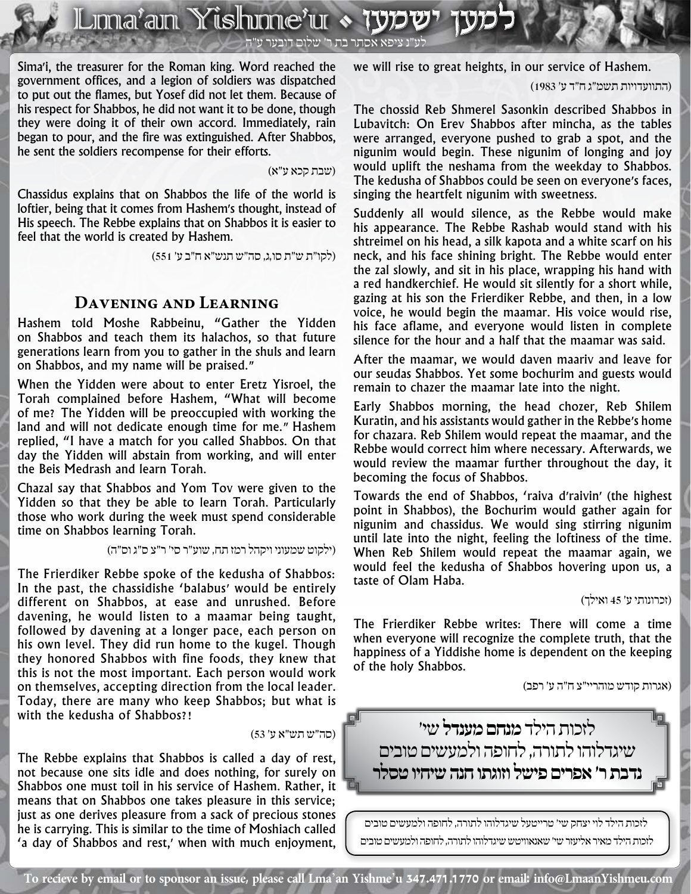Sima'i, the treasurer for the Roman king. Word reached the government offices, and a legion of soldiers was dispatched to put out the flames, but Yosef did not let them. Because of his respect for Shabbos, he did not want it to be done, though they were doing it of their own accord. Immediately, rain began to pour, and the fire was extinguished. After Shabbos, he sent the soldiers recompense for their efforts.

(שבת קכא ע"א)

Chassidus explains that on Shabbos the life of the world is loftier, being that it comes from Hashem's thought, instead of His speech. The Rebbe explains that on Shabbos it is easier to feel that the world is created by Hashem.

(לקו"ת ש"ת סו,ג, סה"ש תנש"א ח"ב ע' 551)

## Davening and Learning

Hashem told Moshe Rabbeinu, "Gather the Yidden on Shabbos and teach them its halachos, so that future generations learn from you to gather in the shuls and learn on Shabbos, and my name will be praised."

When the Yidden were about to enter Eretz Yisroel, the Torah complained before Hashem, "What will become of me? The Yidden will be preoccupied with working the land and will not dedicate enough time for me." Hashem replied, "I have a match for you called Shabbos. On that day the Yidden will abstain from working, and will enter the Beis Medrash and learn Torah.

Chazal say that Shabbos and Yom Tov were given to the Yidden so that they be able to learn Torah. Particularly those who work during the week must spend considerable time on Shabbos learning Torah.

(ילקוט שמעוני ויקהל רמז תח, שוע"ר סי' ר"צ ס"ג וס"ה)

The Frierdiker Rebbe spoke of the kedusha of Shabbos: In the past, the chassidishe 'balabus' would be entirely different on Shabbos, at ease and unrushed. Before davening, he would listen to a maamar being taught, followed by davening at a longer pace, each person on his own level. They did run home to the kugel. Though they honored Shabbos with fine foods, they knew that this is not the most important. Each person would work on themselves, accepting direction from the local leader. Today, there are many who keep Shabbos; but what is with the kedusha of Shabbos?!

(סה"ש תש"א ע' 53)

The Rebbe explains that Shabbos is called a day of rest, not because one sits idle and does nothing, for surely on Shabbos one must toil in his service of Hashem. Rather, it means that on Shabbos one takes pleasure in this service; just as one derives pleasure from a sack of precious stones he is carrying. This is similar to the time of Moshiach called 'a day of Shabbos and rest,' when with much enjoyment, we will rise to great heights, in our service of Hashem.

(התוועדויות תשמ"ג ח"ד ע' 1983)

The chossid Reb Shmerel Sasonkin described Shabbos in Lubavitch: On Erev Shabbos after mincha, as the tables were arranged, everyone pushed to grab a spot, and the nigunim would begin. These nigunim of longing and joy would uplift the neshama from the weekday to Shabbos. The kedusha of Shabbos could be seen on everyone's faces, singing the heartfelt nigunim with sweetness.

Suddenly all would silence, as the Rebbe would make his appearance. The Rebbe Rashab would stand with his shtreimel on his head, a silk kapota and a white scarf on his neck, and his face shining bright. The Rebbe would enter the zal slowly, and sit in his place, wrapping his hand with a red handkerchief. He would sit silently for a short while, gazing at his son the Frierdiker Rebbe, and then, in a low voice, he would begin the maamar. His voice would rise, his face aflame, and everyone would listen in complete silence for the hour and a half that the maamar was said.

After the maamar, we would daven maariv and leave for our seudas Shabbos. Yet some bochurim and guests would remain to chazer the maamar late into the night.

Early Shabbos morning, the head chozer, Reb Shilem Kuratin, and his assistants would gather in the Rebbe's home for chazara. Reb Shilem would repeat the maamar, and the Rebbe would correct him where necessary. Afterwards, we would review the maamar further throughout the day, it becoming the focus of Shabbos.

Towards the end of Shabbos, 'raiva d'raivin' (the highest point in Shabbos), the Bochurim would gather again for nigunim and chassidus. We would sing stirring nigunim until late into the night, feeling the loftiness of the time. When Reb Shilem would repeat the maamar again, we would feel the kedusha of Shabbos hovering upon us, a taste of Olam Haba.

(זכרונותי ע' 45 ואילך)

The Frierdiker Rebbe writes: There will come a time when everyone will recognize the complete truth, that the happiness of a Yiddishe home is dependent on the keeping of the holy Shabbos.

(אגרות קודש מוהריי"צ ח"ה ע' רפב)

לזכות הילד מנחם מענדל שי'
שיגדלוהו לתורה, לחופה ולמעשים טובים
**נדבת ר' אפרים פישל וזוגתו חנה שיחיו טסלר**

לזכות הילד לוי יצחק שי' טרייטעל שיגדלוהו לתורה, לחופה ולמעשים טובים
לזכות הילד מאיר אליעזר שי' שאנאוויטש שיגדלוהו לתורה, לחופה ולמעשים טובים